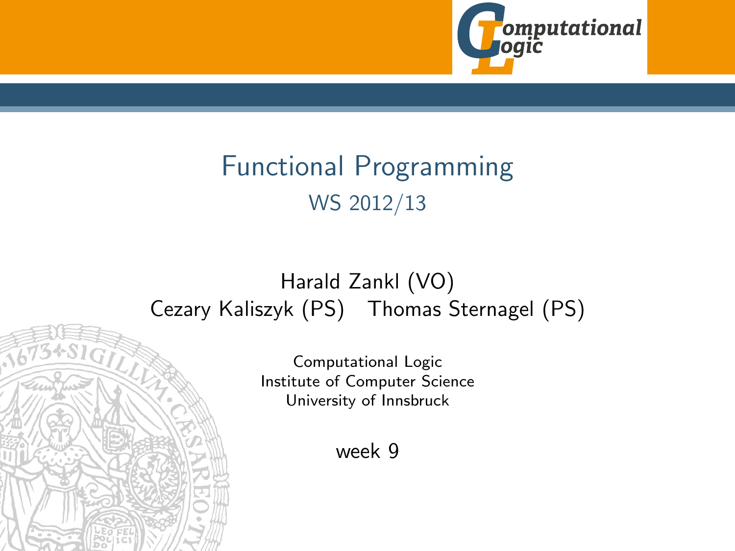# Functional Programming

## WS 2012/13

Harald Zankl (VO)

Cezary Kaliszyk (PS) Thomas Sternagel (PS)

Computational Logic
Institute of Computer Science
University of Innsbruck

week 9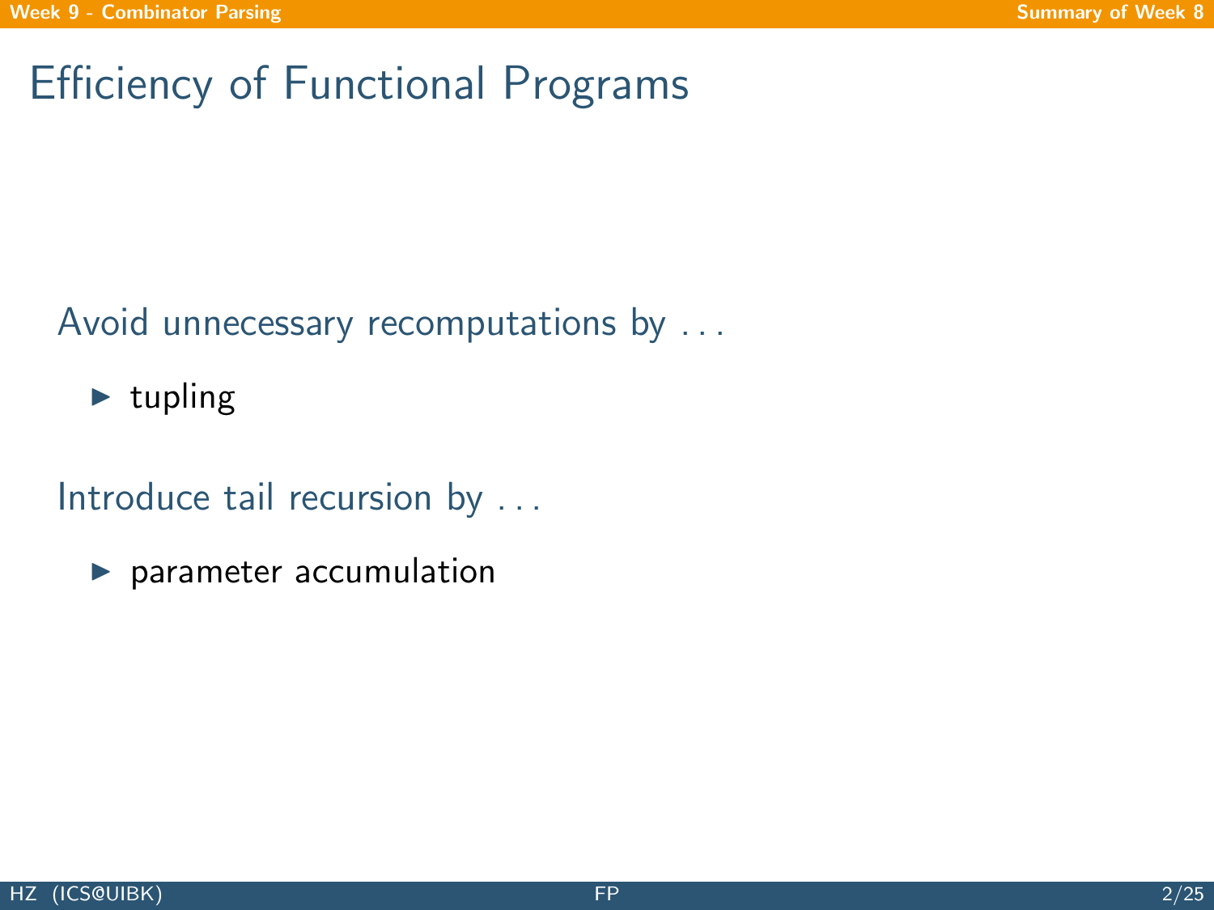# Efficiency of Functional Programs

Avoid unnecessary recomputations by . . .

- tupling

Introduce tail recursion by . . .

- parameter accumulation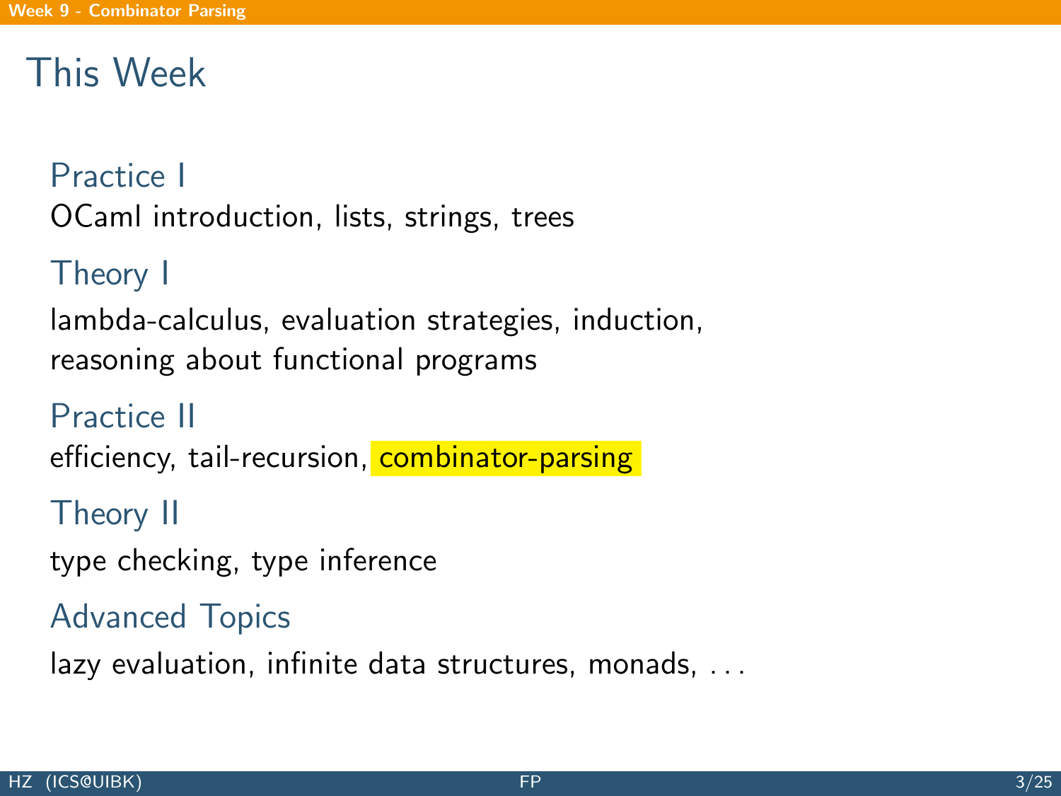# This Week

## Practice I

OCaml introduction, lists, strings, trees

## Theory I

lambda-calculus, evaluation strategies, induction, reasoning about functional programs

## Practice II

efficiency, tail-recursion, combinator-parsing

## Theory II

type checking, type inference

## Advanced Topics

lazy evaluation, infinite data structures, monads, ...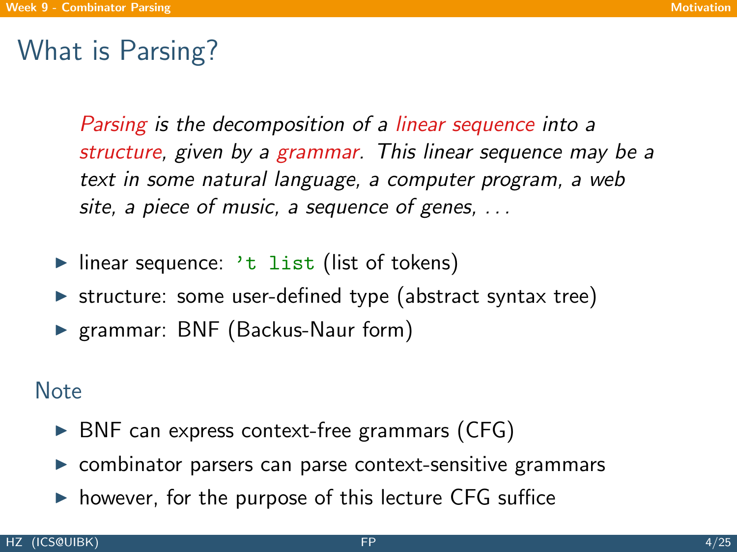# What is Parsing?

> *Parsing is the decomposition of a linear sequence into a structure, given by a grammar. This linear sequence may be a text in some natural language, a computer program, a web site, a piece of music, a sequence of genes, . . .*

- linear sequence: `'t list` (list of tokens)
- structure: some user-defined type (abstract syntax tree)
- grammar: BNF (Backus-Naur form)

## Note

- BNF can express context-free grammars (CFG)
- combinator parsers can parse context-sensitive grammars
- however, for the purpose of this lecture CFG suffice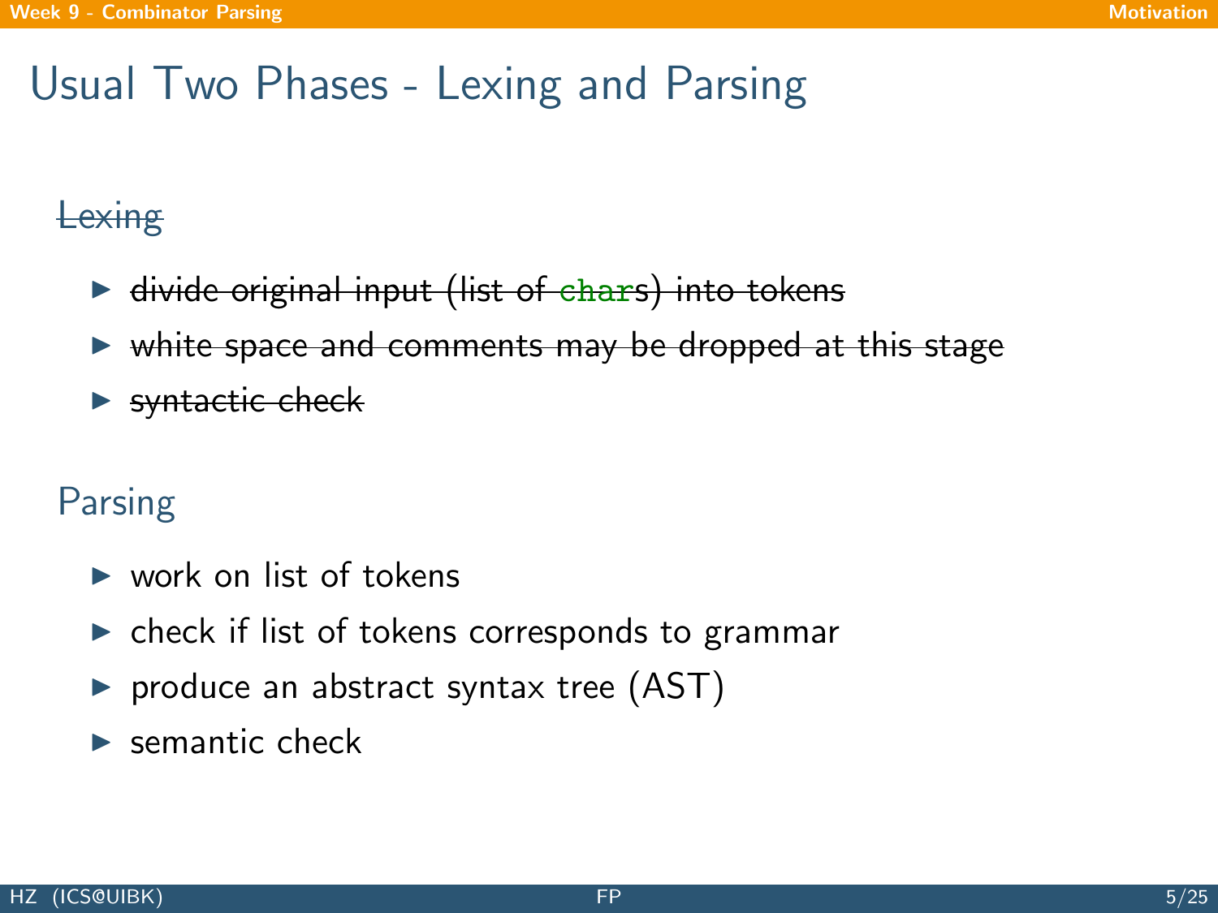# Usual Two Phases - Lexing and Parsing

## ~~Lexing~~

- ~~divide original input (list of `char`s) into tokens~~
- ~~white space and comments may be dropped at this stage~~
- ~~syntactic check~~

## Parsing

- work on list of tokens
- check if list of tokens corresponds to grammar
- produce an abstract syntax tree (AST)
- semantic check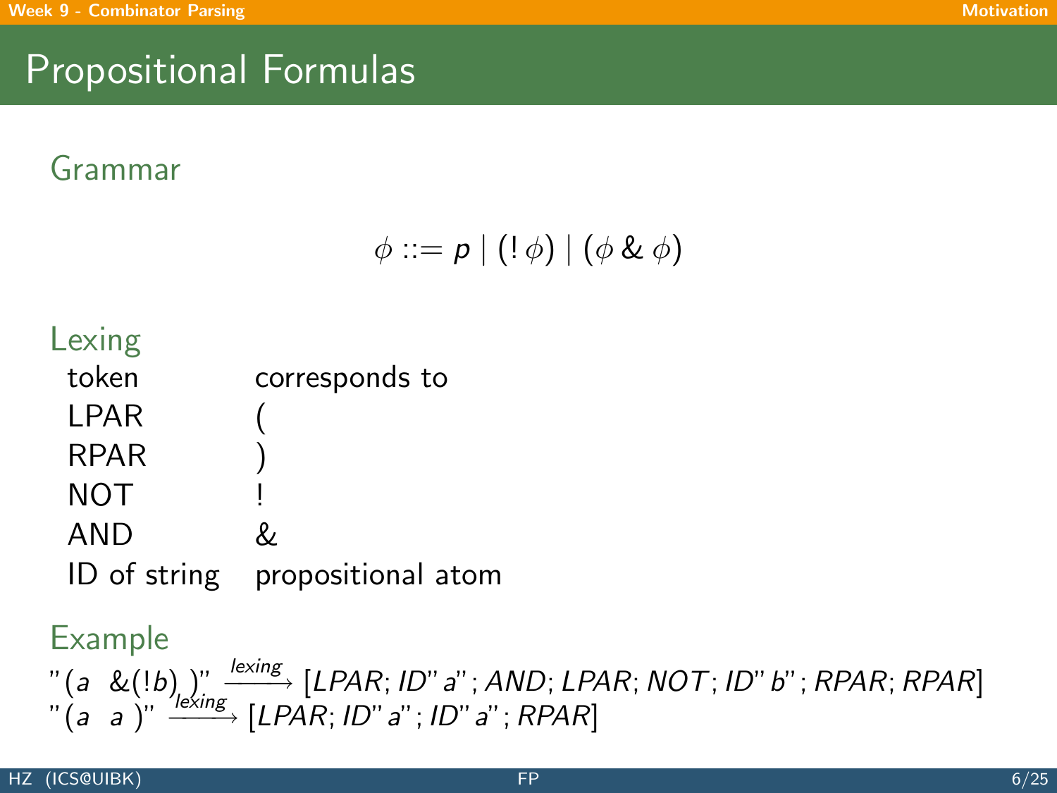# Propositional Formulas

## Grammar

$$\phi ::= p \mid (!\,\phi) \mid (\phi \,\&\, \phi)$$

## Lexing

| token | corresponds to |
|---|---|
| LPAR | ( |
| RPAR | ) |
| NOT | ! |
| AND | & |
| ID of string | propositional atom |

## Example

"(a  &(!b) )" $\xrightarrow{lexing}$ [LPAR; ID "a"; AND; LPAR; NOT; ID "b"; RPAR; RPAR]

"(a  a )" $\xrightarrow{lexing}$ [LPAR; ID "a"; ID "a"; RPAR]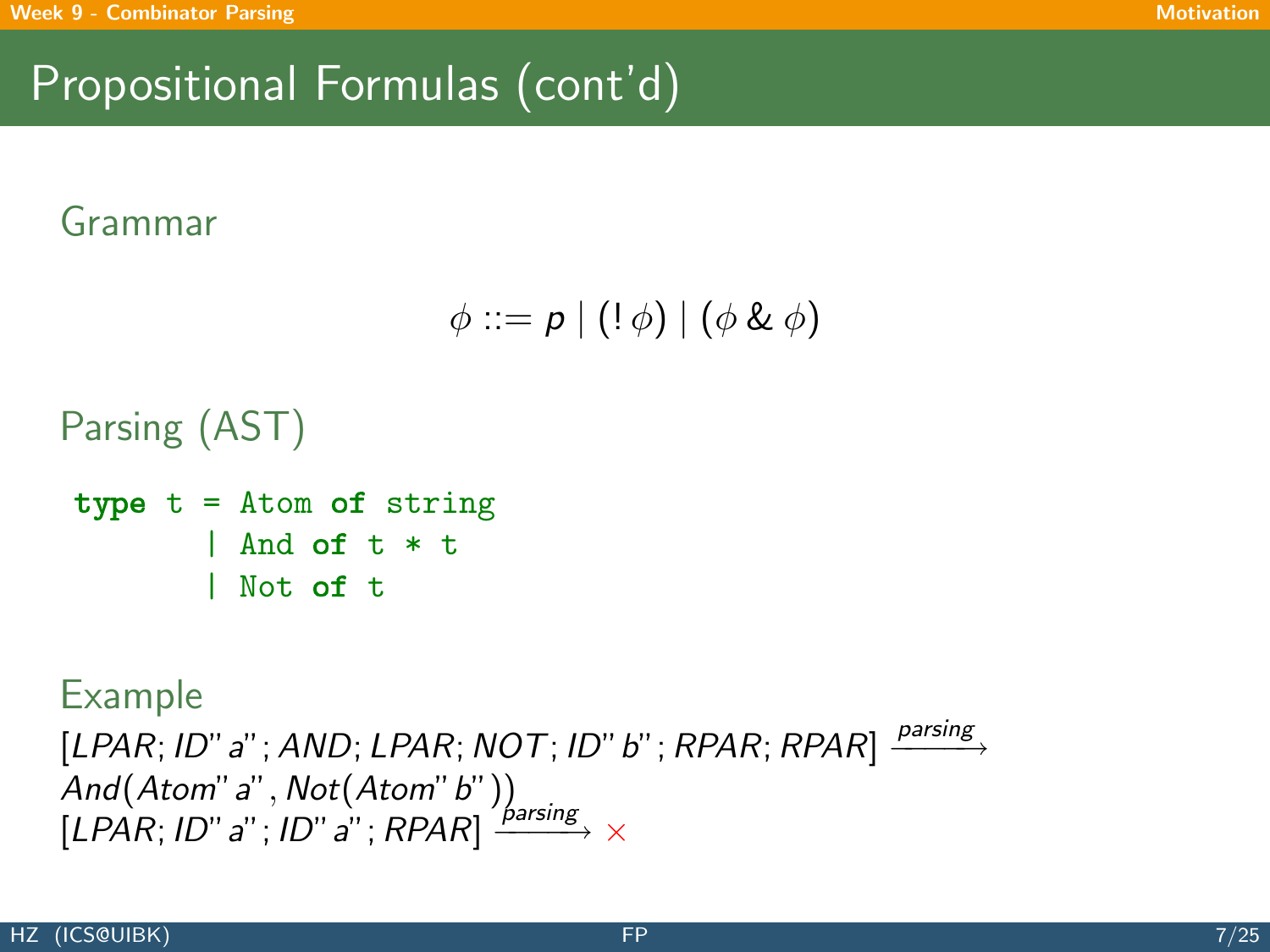# Propositional Formulas (cont'd)

## Grammar

$$\phi ::= p \mid (!\,\phi) \mid (\phi \,\&\, \phi)$$

## Parsing (AST)

```
type t = Atom of string
       | And of t * t
       | Not of t
```

## Example

$[LPAR; ID\text{"}a\text{"}; AND; LPAR; NOT; ID\text{"}b\text{"}; RPAR; RPAR] \xrightarrow{parsing} And(Atom\text{"}a\text{"}, Not(Atom\text{"}b\text{"}))$

$[LPAR; ID\text{"}a\text{"}; ID\text{"}a\text{"}; RPAR] \xrightarrow{parsing} \times$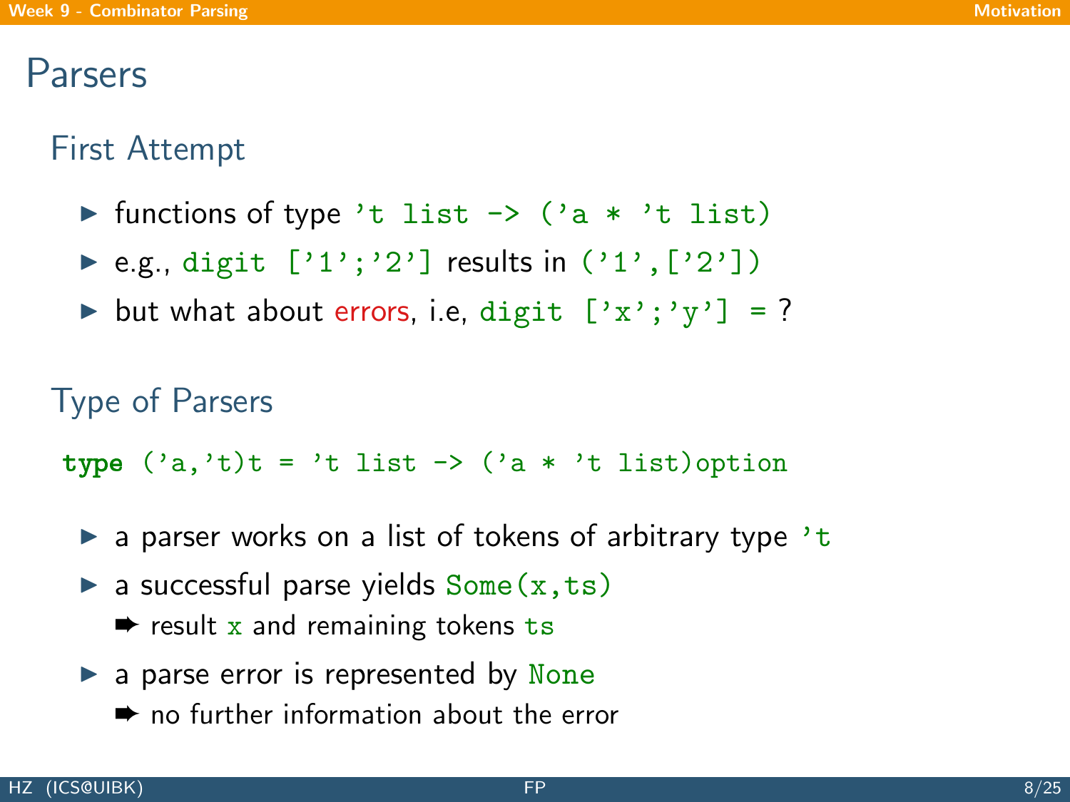# Parsers

## First Attempt

- functions of type `'t list -> ('a * 't list)`
- e.g., `digit ['1';'2']` results in `('1',['2'])`
- but what about errors, i.e, `digit ['x';'y'] =` ?

## Type of Parsers

```
type ('a,'t)t = 't list -> ('a * 't list)option
```

- a parser works on a list of tokens of arbitrary type `'t`
- a successful parse yields `Some(x,ts)`
  - ➡ result `x` and remaining tokens `ts`
- a parse error is represented by `None`
  - ➡ no further information about the error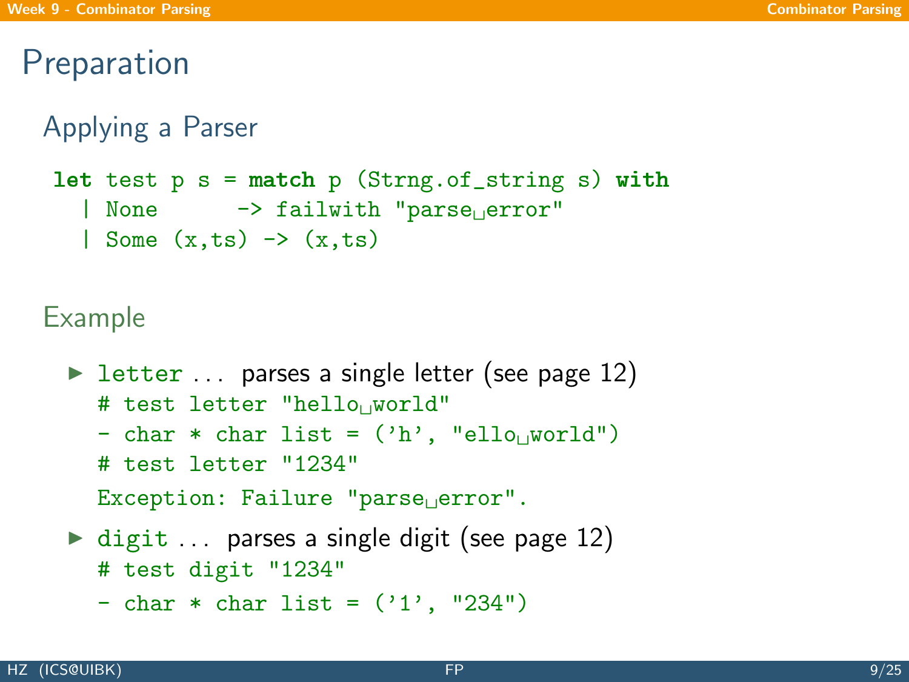# Preparation

## Applying a Parser

```
let test p s = match p (Strng.of_string s) with
  | None      -> failwith "parse error"
  | Some (x,ts) -> (x,ts)
```

## Example

- `letter` ... parses a single letter (see page 12)

  ```
  # test letter "hello world"
  - char * char list = ('h', "ello world")
  # test letter "1234"
  Exception: Failure "parse error".
  ```

- `digit` ... parses a single digit (see page 12)

  ```
  # test digit "1234"
  - char * char list = ('1', "234")
  ```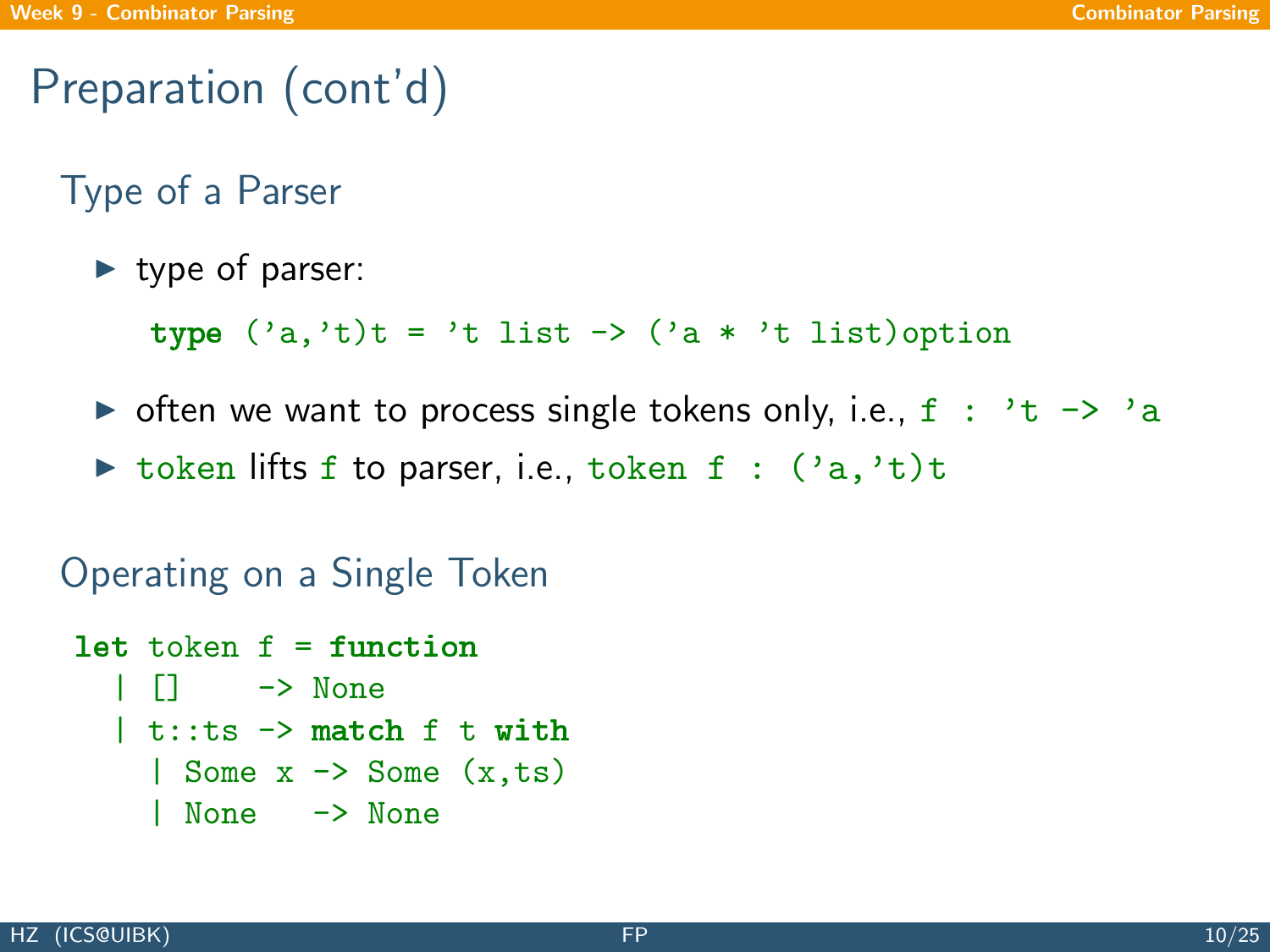# Preparation (cont'd)

## Type of a Parser

- type of parser:

  ```
  type ('a,'t)t = 't list -> ('a * 't list)option
  ```

- often we want to process single tokens only, i.e., `f : 't -> 'a`
- `token` lifts `f` to parser, i.e., `token f : ('a,'t)t`

## Operating on a Single Token

```
let token f = function
  | []    -> None
  | t::ts -> match f t with
    | Some x -> Some (x,ts)
    | None   -> None
```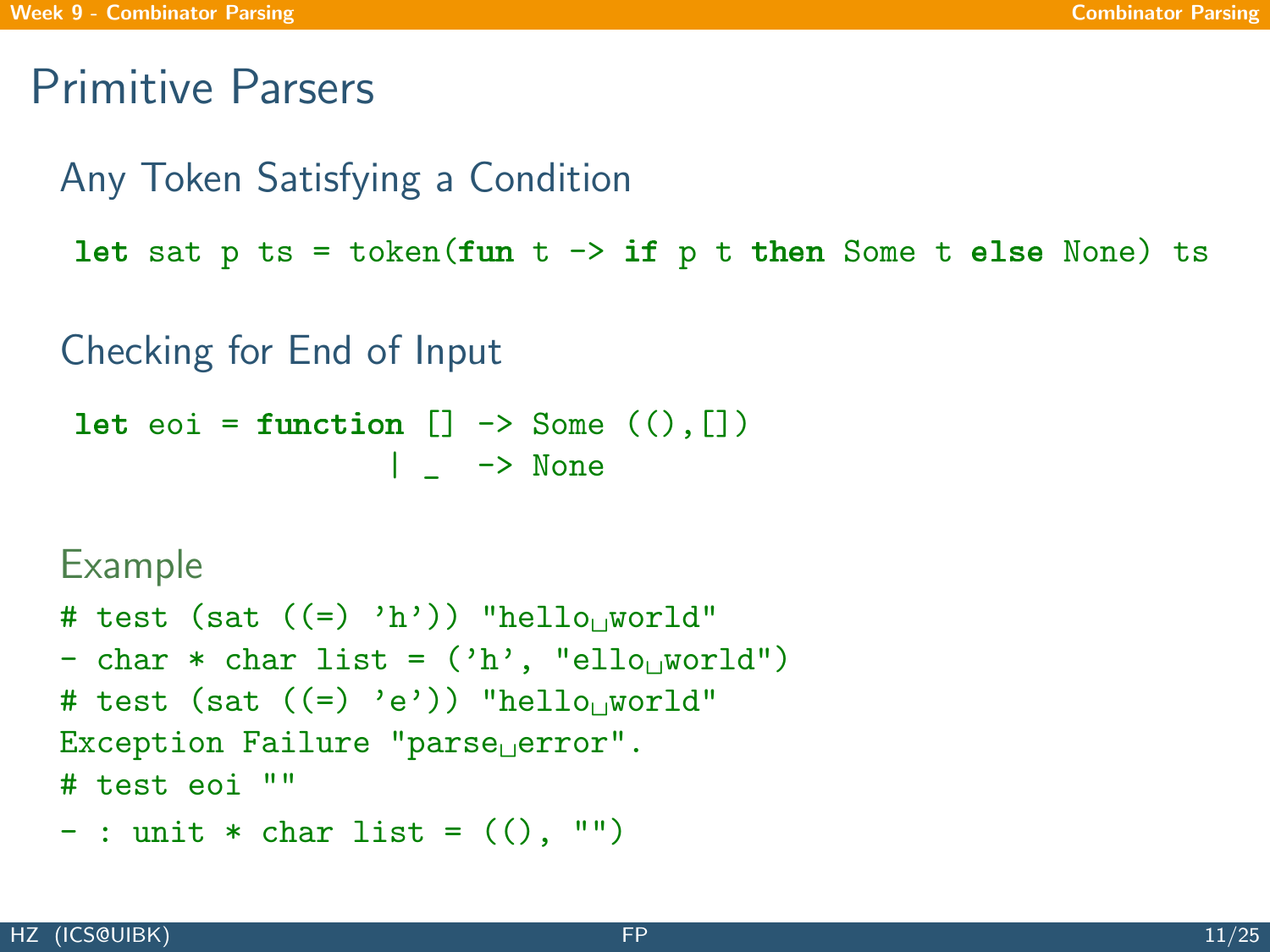# Primitive Parsers

## Any Token Satisfying a Condition

```
let sat p ts = token(fun t -> if p t then Some t else None) ts
```

## Checking for End of Input

```
let eoi = function [] -> Some ((),[])
                 | _  -> None
```

### Example

```
# test (sat ((=) 'h')) "hello world"
- char * char list = ('h', "ello world")
# test (sat ((=) 'e')) "hello world"
Exception Failure "parse error".
# test eoi ""
- : unit * char list = ((), "")
```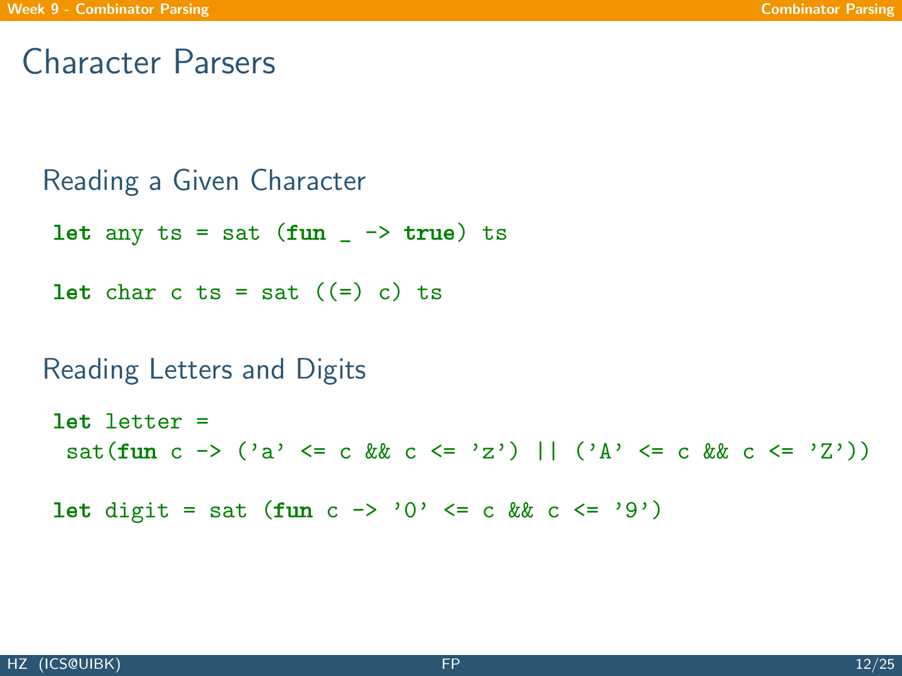# Character Parsers

## Reading a Given Character

```
let any ts = sat (fun _ -> true) ts
```

```
let char c ts = sat ((=) c) ts
```

## Reading Letters and Digits

```
let letter =
  sat(fun c -> ('a' <= c && c <= 'z') || ('A' <= c && c <= 'Z'))
```

```
let digit = sat (fun c -> '0' <= c && c <= '9')
```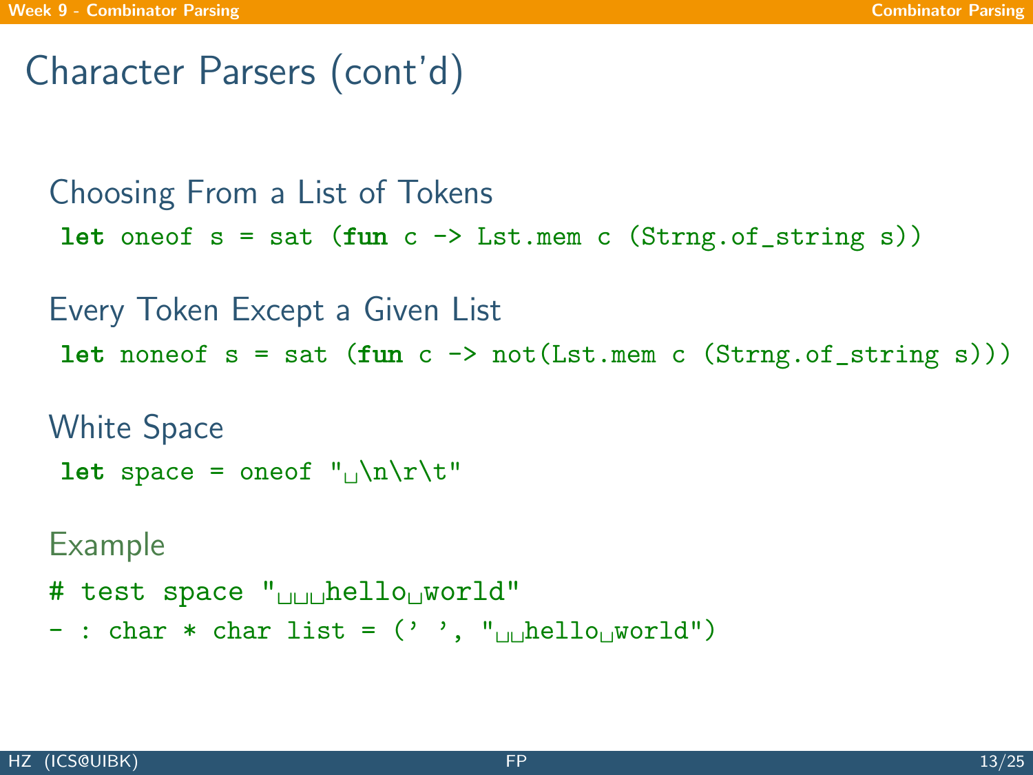# Character Parsers (cont'd)

### Choosing From a List of Tokens

```
let oneof s = sat (fun c -> Lst.mem c (Strng.of_string s))
```

### Every Token Except a Given List

```
let noneof s = sat (fun c -> not(Lst.mem c (Strng.of_string s)))
```

### White Space

```
let space = oneof " \n\r\t"
```

### Example

```
# test space "   hello world"
- : char * char list = (' ', "  hello world")
```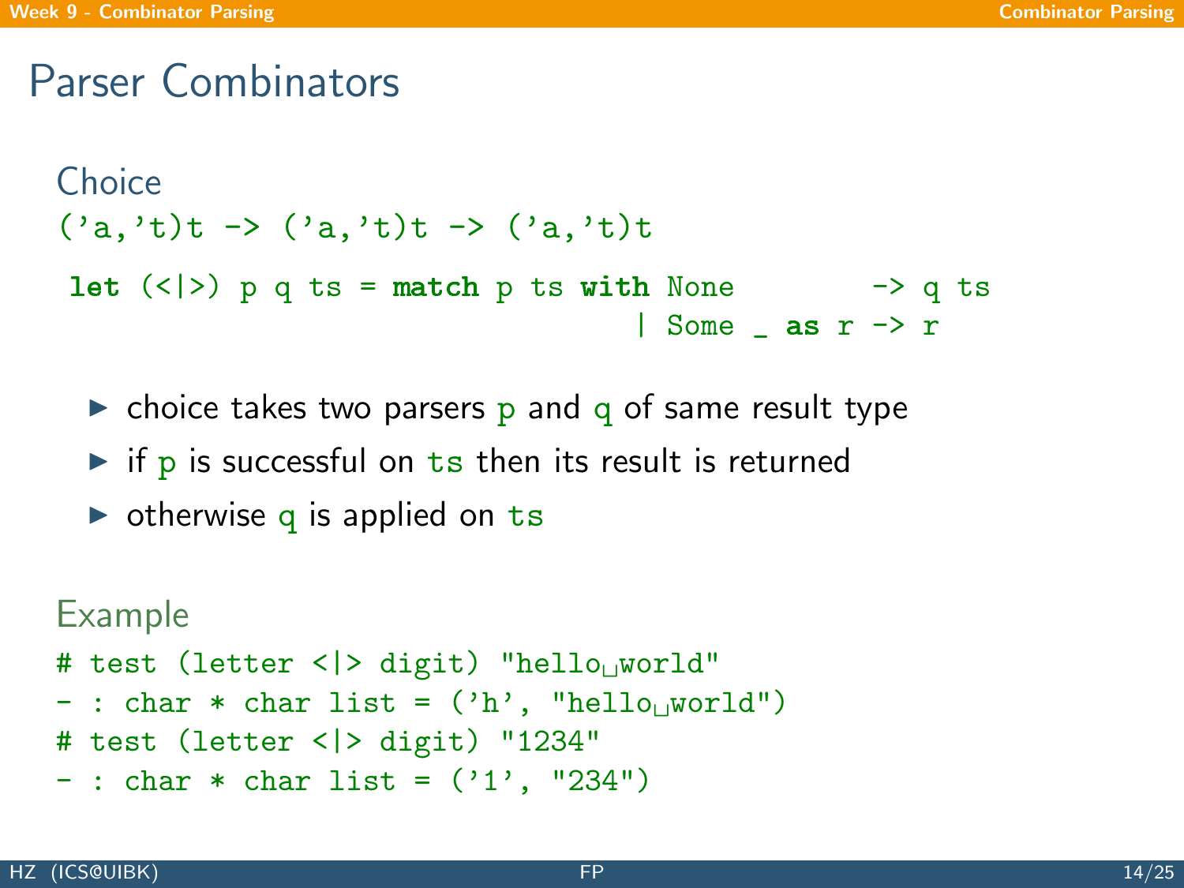# Parser Combinators

## Choice

```
('a,'t)t -> ('a,'t)t -> ('a,'t)t
```

```
let (<|>) p q ts = match p ts with None        -> q ts
                                  | Some _ as r -> r
```

- choice takes two parsers `p` and `q` of same result type
- if `p` is successful on `ts` then its result is returned
- otherwise `q` is applied on `ts`

## Example

```
# test (letter <|> digit) "hello world"
- : char * char list = ('h', "hello world")
# test (letter <|> digit) "1234"
- : char * char list = ('1', "234")
```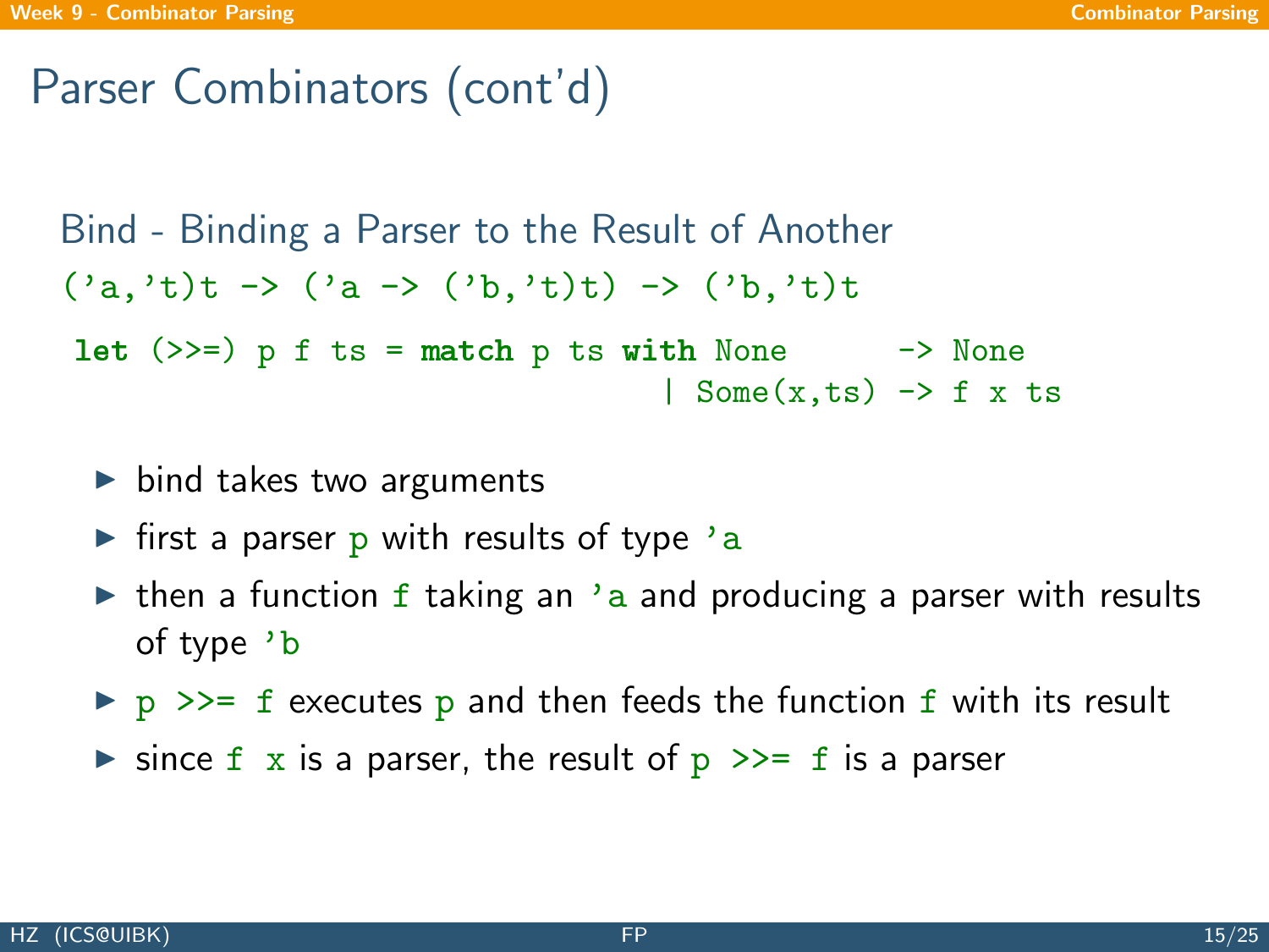# Parser Combinators (cont'd)

## Bind - Binding a Parser to the Result of Another

```
('a,'t)t -> ('a -> ('b,'t)t) -> ('b,'t)t
```

```
let (>>=) p f ts = match p ts with None        -> None
                                 | Some(x,ts) -> f x ts
```

- bind takes two arguments
- first a parser `p` with results of type `'a`
- then a function `f` taking an `'a` and producing a parser with results of type `'b`
- `p >>= f` executes `p` and then feeds the function `f` with its result
- since `f x` is a parser, the result of `p >>= f` is a parser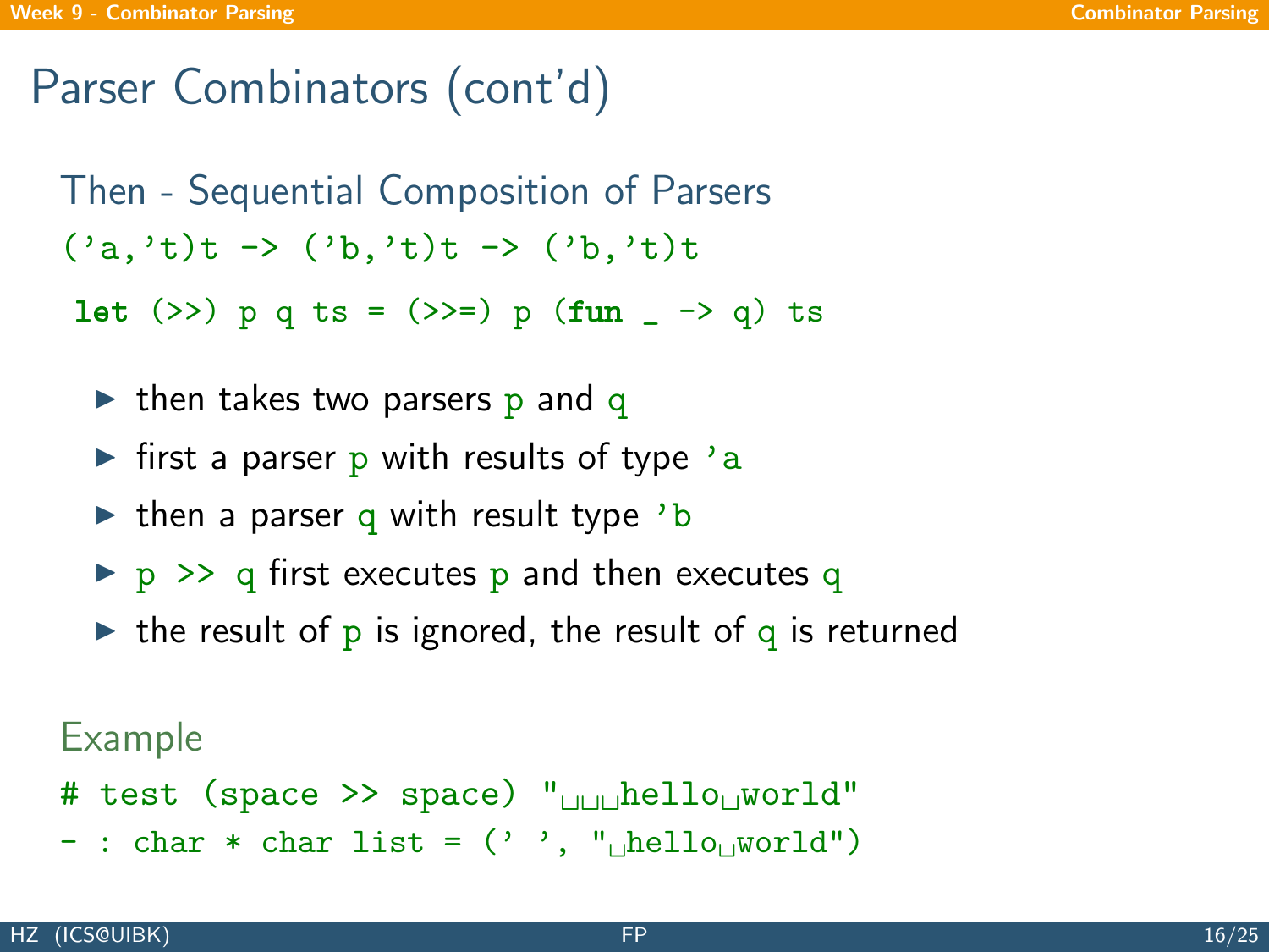# Parser Combinators (cont'd)

## Then - Sequential Composition of Parsers

```
('a,'t)t -> ('b,'t)t -> ('b,'t)t
```

```
let (>>) p q ts = (>>=) p (fun _ -> q) ts
```

- then takes two parsers `p` and `q`
- first a parser `p` with results of type `'a`
- then a parser `q` with result type `'b`
- `p >> q` first executes `p` and then executes `q`
- the result of `p` is ignored, the result of `q` is returned

### Example

```
# test (space >> space) "   hello world"
- : char * char list = (' ', " hello world")
```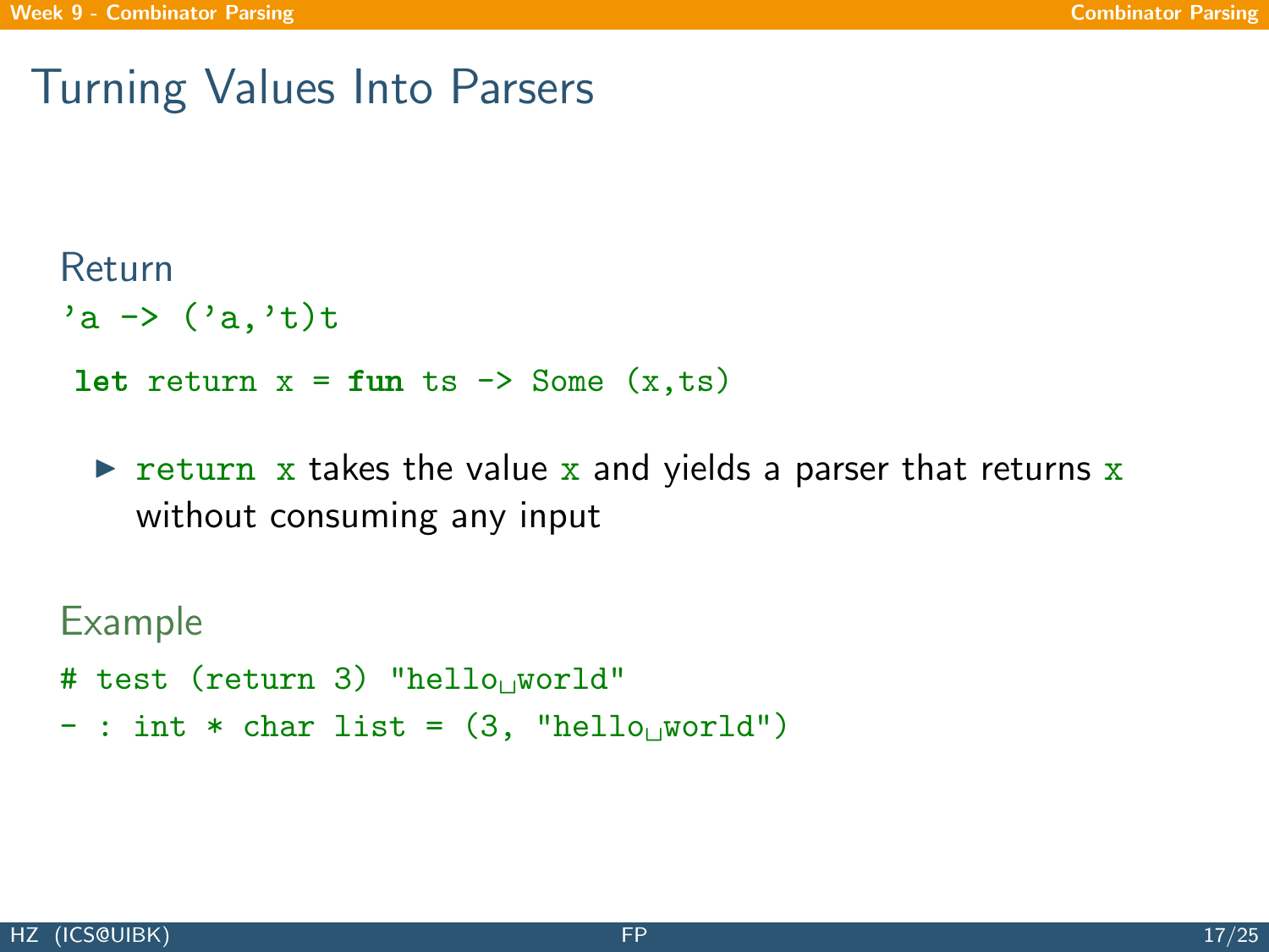# Turning Values Into Parsers

## Return

```
'a -> ('a,'t)t
```

```
let return x = fun ts -> Some (x,ts)
```

- `return x` takes the value `x` and yields a parser that returns `x` without consuming any input

## Example

```
# test (return 3) "hello world"
- : int * char list = (3, "hello world")
```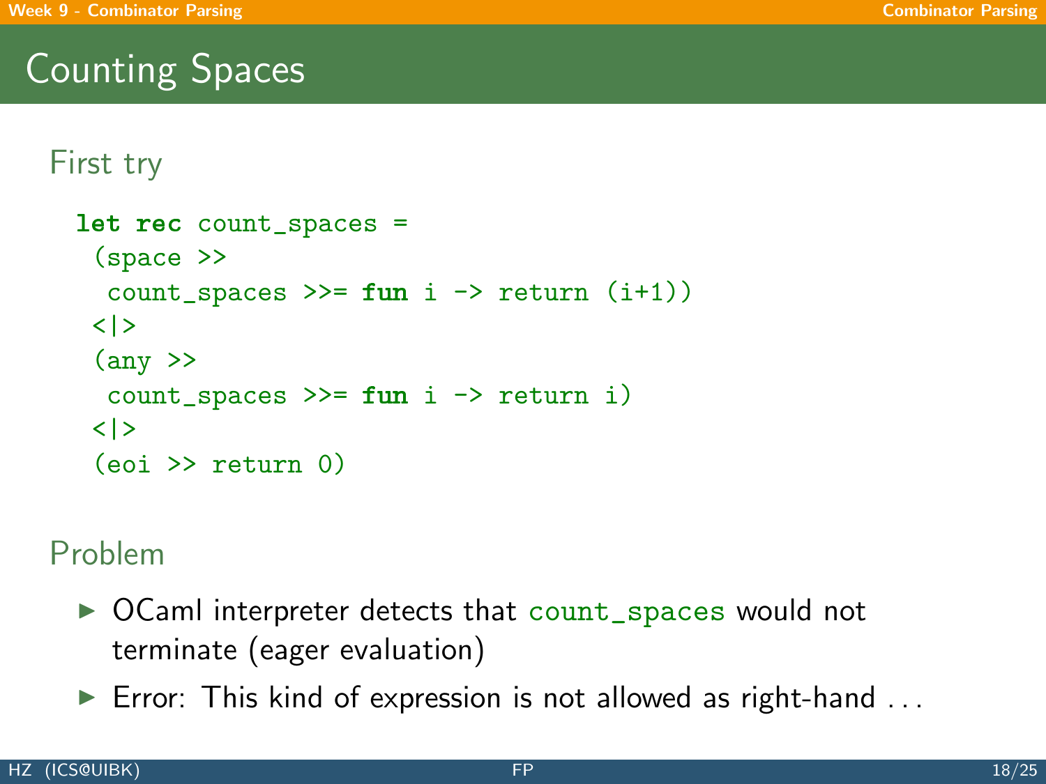# Counting Spaces

## First try

```
let rec count_spaces =
 (space >>
  count_spaces >>= fun i -> return (i+1))
 <|>
 (any >>
  count_spaces >>= fun i -> return i)
 <|>
 (eoi >> return 0)
```

## Problem

- OCaml interpreter detects that `count_spaces` would not terminate (eager evaluation)
- Error: This kind of expression is not allowed as right-hand ...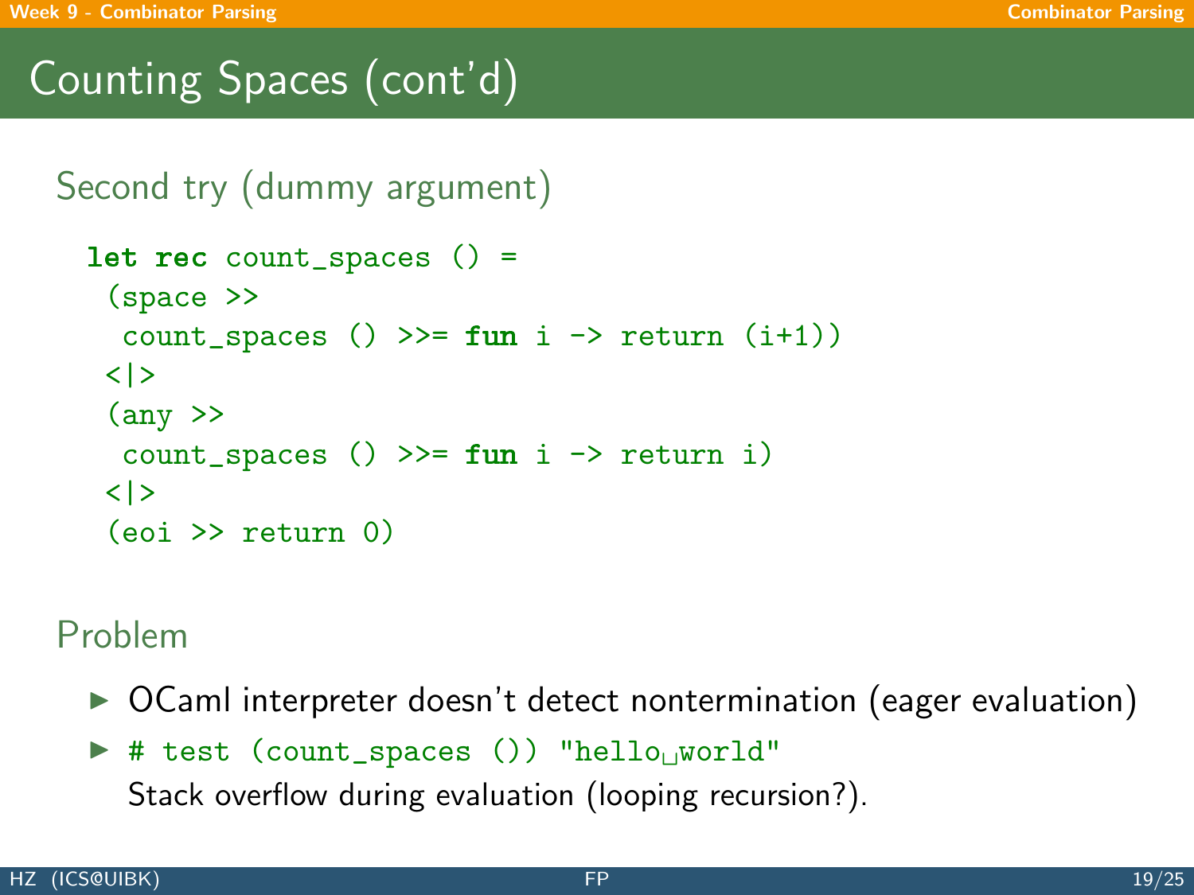# Counting Spaces (cont'd)

## Second try (dummy argument)

```
let rec count_spaces () =
 (space >>
  count_spaces () >>= fun i -> return (i+1))
 <|>
 (any >>
  count_spaces () >>= fun i -> return i)
 <|>
 (eoi >> return 0)
```

## Problem

- OCaml interpreter doesn't detect nontermination (eager evaluation)
- `# test (count_spaces ()) "hello␣world"`
  Stack overflow during evaluation (looping recursion?).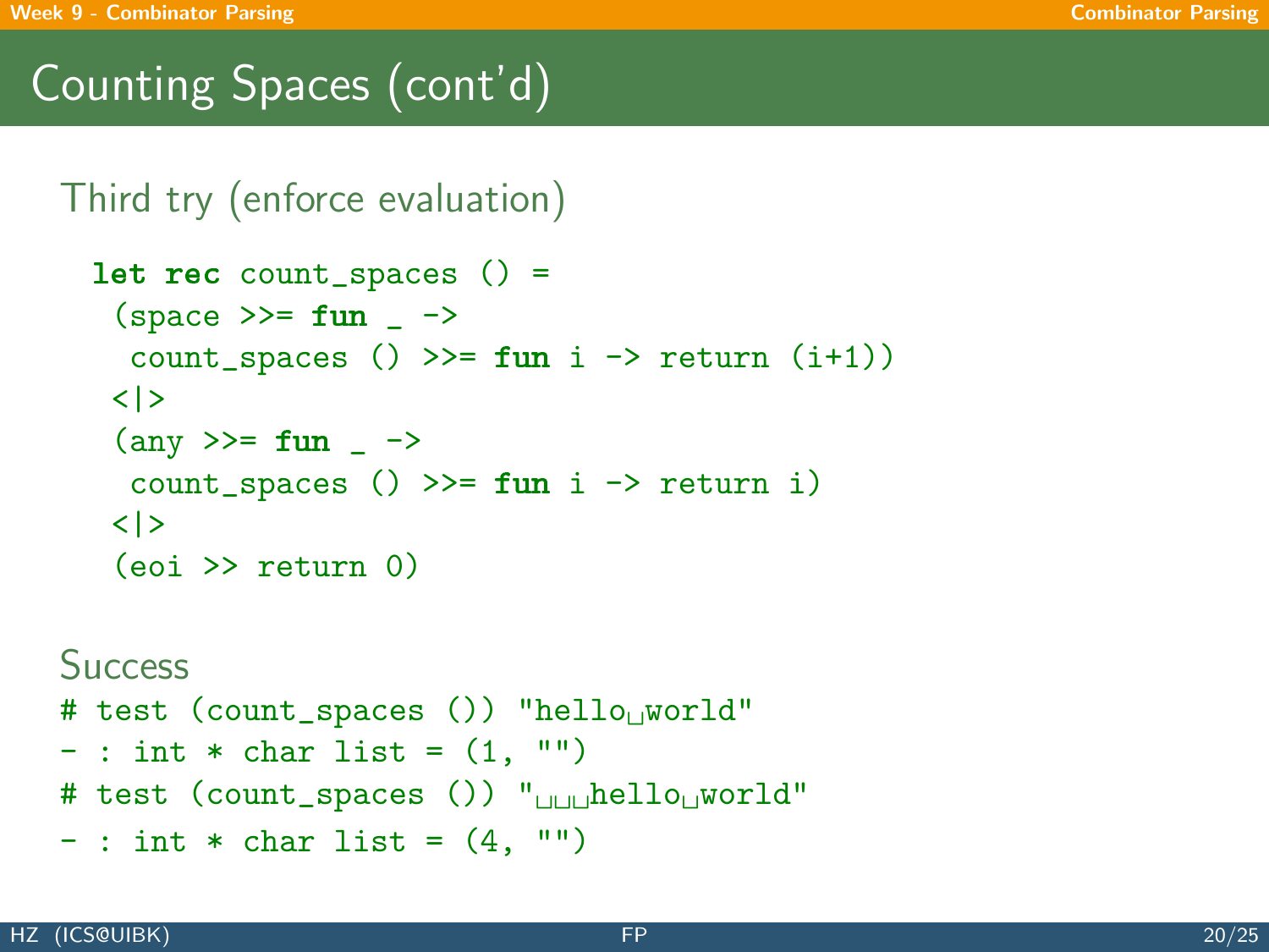# Counting Spaces (cont'd)

## Third try (enforce evaluation)

```
let rec count_spaces () =
 (space >>= fun _ ->
  count_spaces () >>= fun i -> return (i+1))
 <|>
 (any >>= fun _ ->
  count_spaces () >>= fun i -> return i)
 <|>
 (eoi >> return 0)
```

## Success

```
# test (count_spaces ()) "hello␣world"
- : int * char list = (1, "")
# test (count_spaces ()) "␣␣␣hello␣world"
- : int * char list = (4, "")
```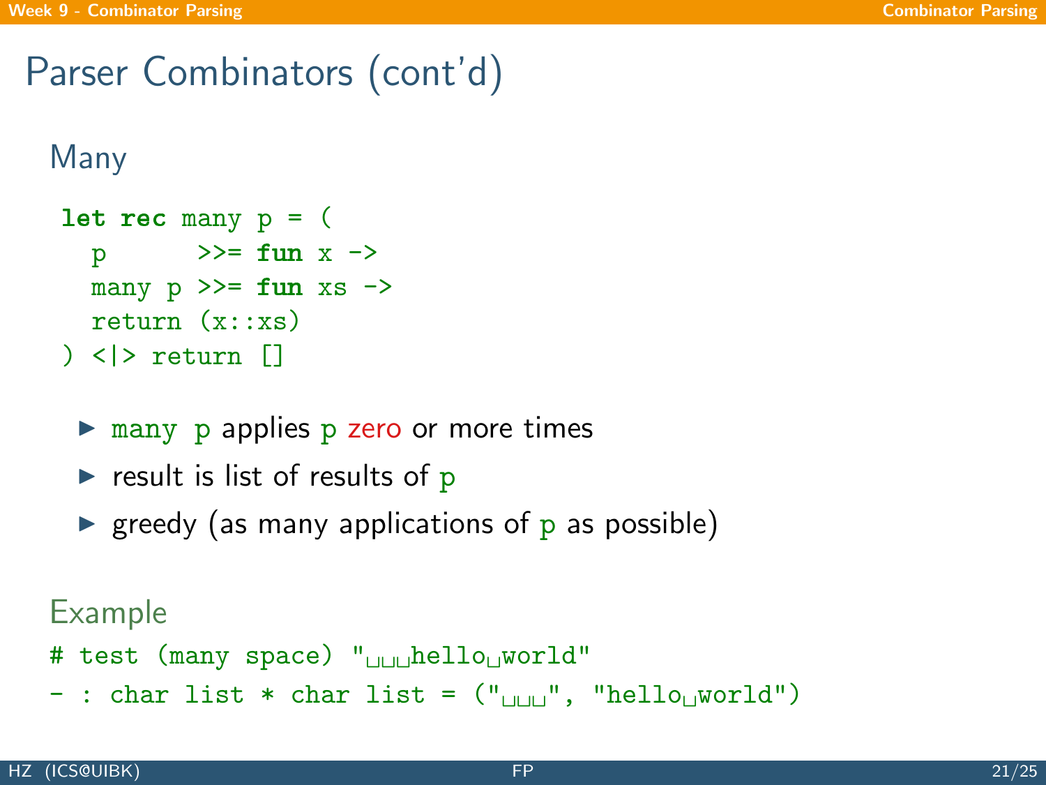# Parser Combinators (cont'd)

## Many

```
let rec many p = (
  p      >>= fun x ->
  many p >>= fun xs ->
  return (x::xs)
) <|> return []
```

- many p applies p zero or more times
- result is list of results of p
- greedy (as many applications of p as possible)

## Example

```
# test (many space) "␣␣␣hello␣world"
- : char list * char list = ("␣␣␣", "hello␣world")
```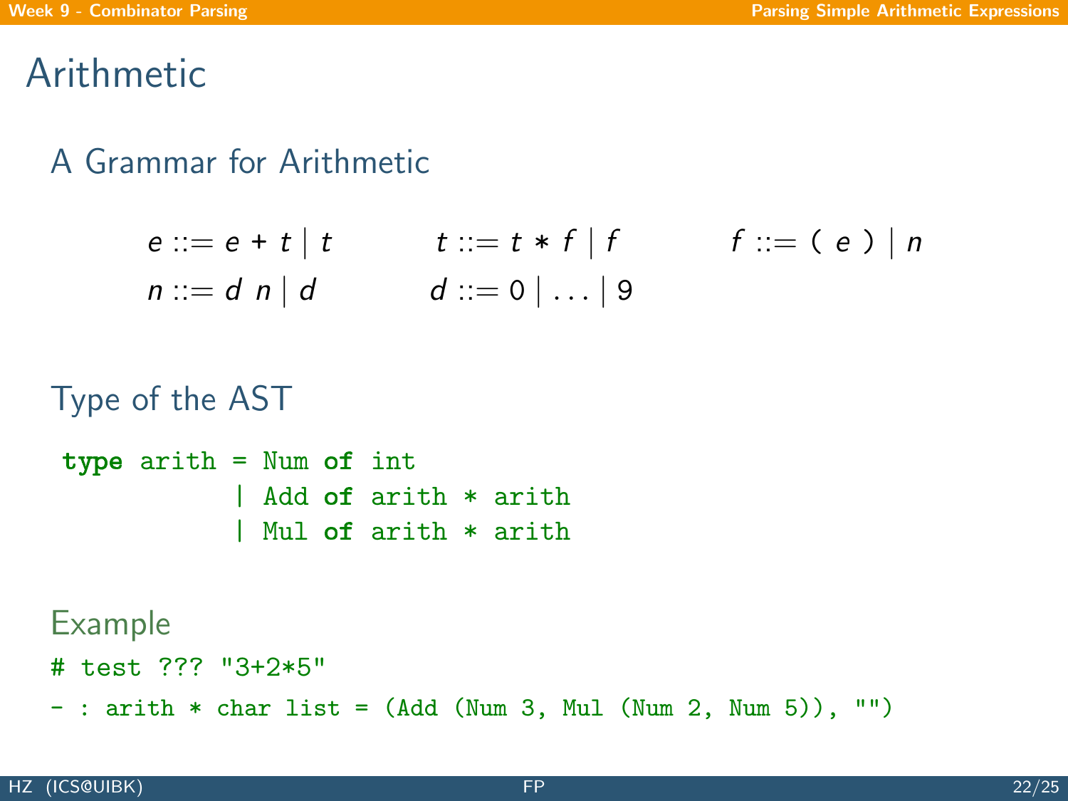# Arithmetic

## A Grammar for Arithmetic

$$e ::= e + t \mid t \qquad t ::= t * f \mid f \qquad f ::= (\ e\ ) \mid n$$

$$n ::= d\ n \mid d \qquad d ::= 0 \mid \ldots \mid 9$$

## Type of the AST

```
type arith = Num of int
           | Add of arith * arith
           | Mul of arith * arith
```

## Example

```
# test ??? "3+2*5"
- : arith * char list = (Add (Num 3, Mul (Num 2, Num 5)), "")
```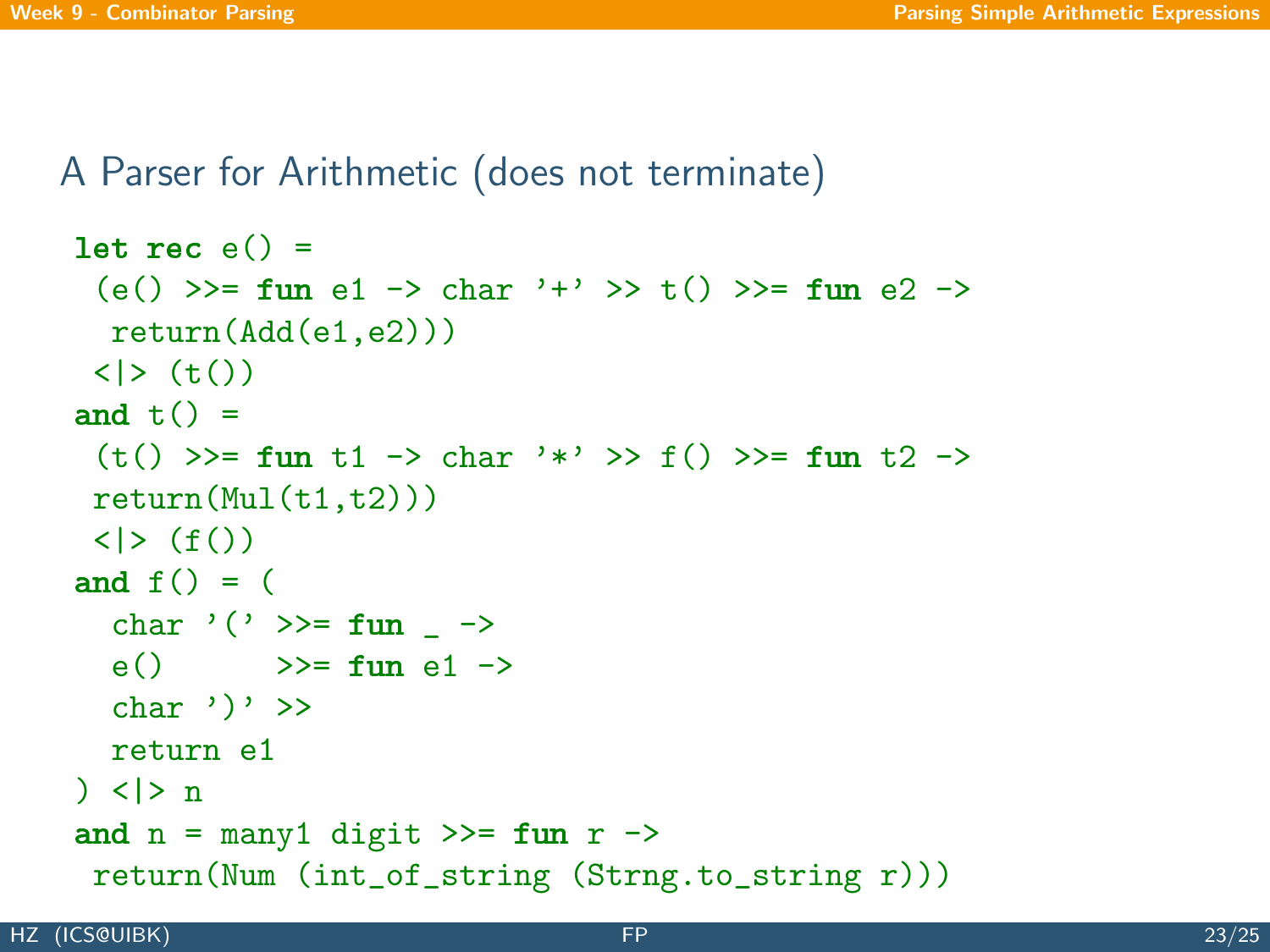## A Parser for Arithmetic (does not terminate)

```
let rec e() =
 (e() >>= fun e1 -> char '+' >> t() >>= fun e2 ->
  return(Add(e1,e2)))
 <|> (t())
and t() =
 (t() >>= fun t1 -> char '*' >> f() >>= fun t2 ->
 return(Mul(t1,t2)))
 <|> (f())
and f() = (
  char '(' >>= fun _ ->
  e()      >>= fun e1 ->
  char ')' >>
  return e1
) <|> n
and n = many1 digit >>= fun r ->
 return(Num (int_of_string (Strng.to_string r)))
```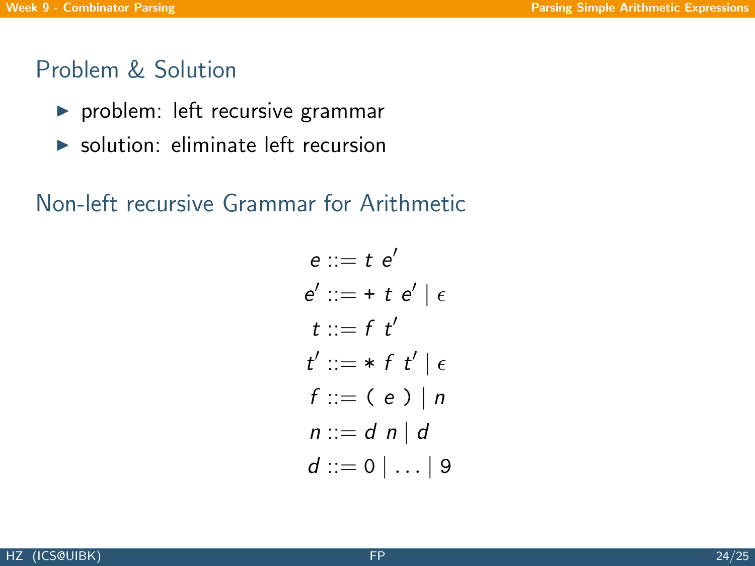## Problem & Solution

- problem: left recursive grammar
- solution: eliminate left recursion

## Non-left recursive Grammar for Arithmetic

$$
\begin{aligned}
e &::= t \ e' \\
e' &::= + \ t \ e' \mid \epsilon \\
t &::= f \ t' \\
t' &::= * \ f \ t' \mid \epsilon \\
f &::= ( \ e \ ) \mid n \\
n &::= d \ n \mid d \\
d &::= 0 \mid \ldots \mid 9
\end{aligned}
$$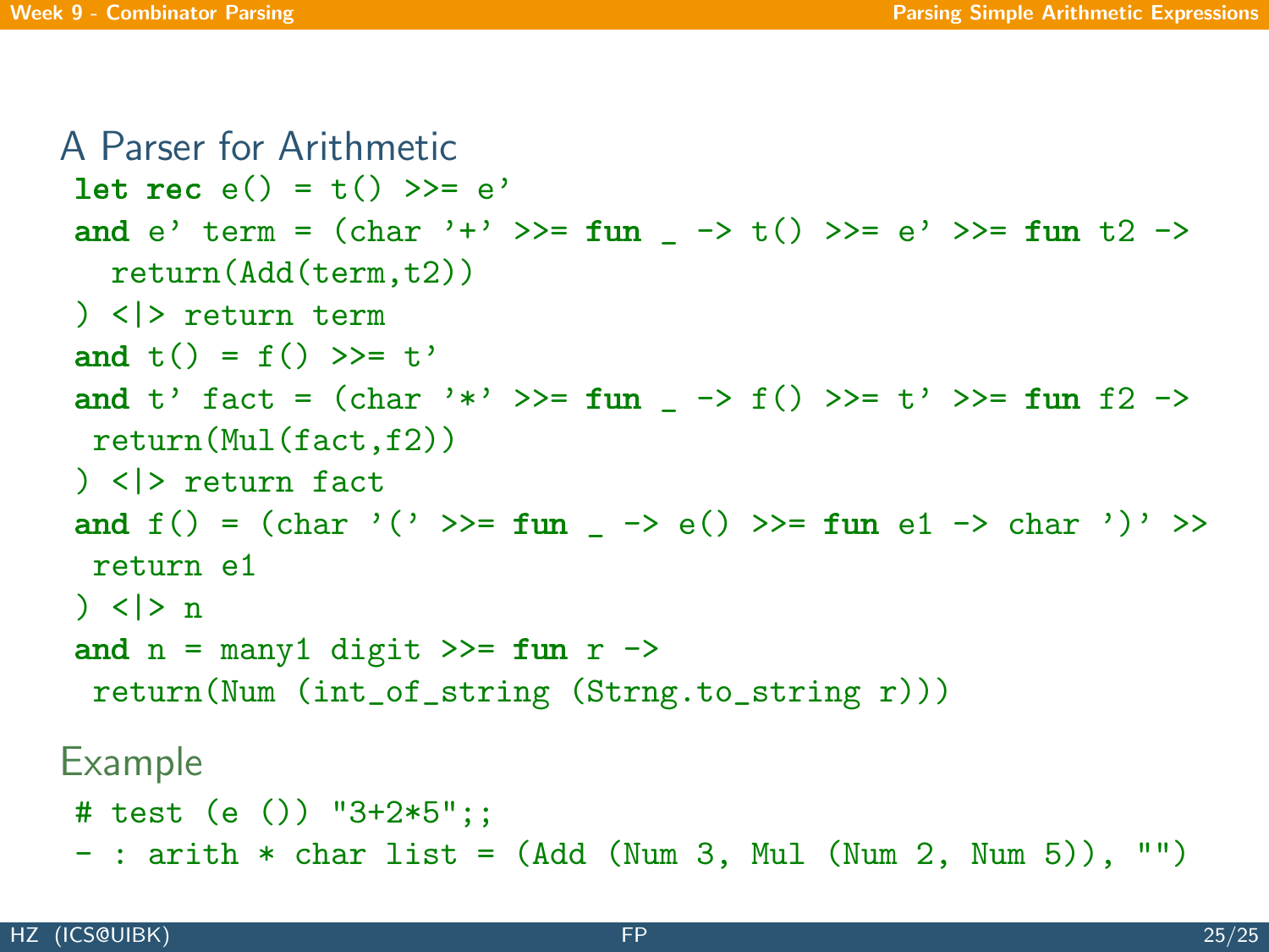## A Parser for Arithmetic

```
let rec e() = t() >>= e'
and e' term = (char '+' >>= fun _ -> t() >>= e' >>= fun t2 ->
  return(Add(term,t2))
) <|> return term
and t() = f() >>= t'
and t' fact = (char '*' >>= fun _ -> f() >>= t' >>= fun f2 ->
 return(Mul(fact,f2))
) <|> return fact
and f() = (char '(' >>= fun _ -> e() >>= fun e1 -> char ')' >>
 return e1
) <|> n
and n = many1 digit >>= fun r ->
 return(Num (int_of_string (Strng.to_string r)))
```

## Example

```
# test (e ()) "3+2*5";;
- : arith * char list = (Add (Num 3, Mul (Num 2, Num 5)), "")
```